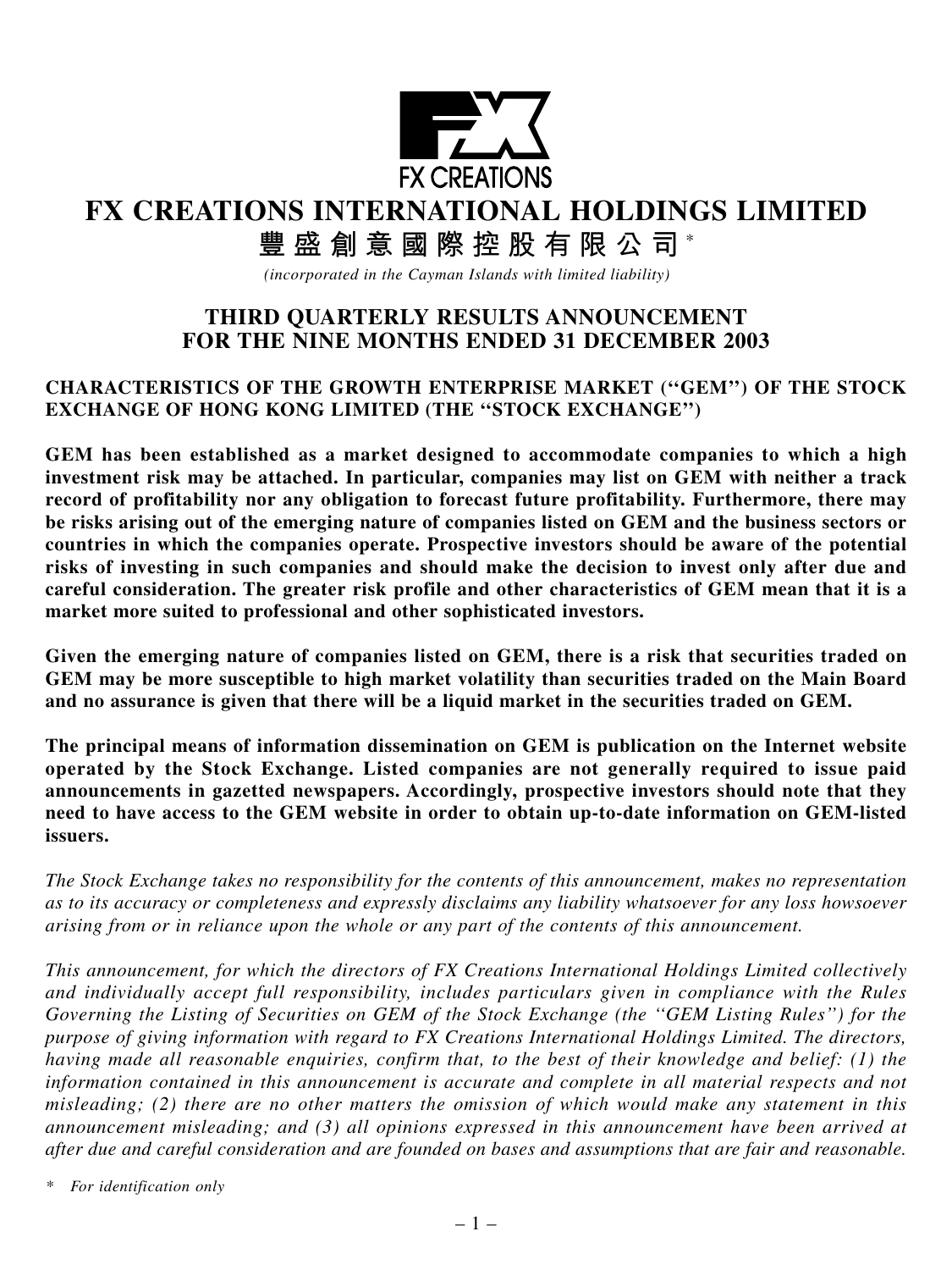FX CREATIONS

# FX CREATIONS INTERNATIONAL HOLDINGS LIMITED

# 豐盛創意國際控股有限公司*

*(incorporated in the Cayman Islands with limited liability)*

## THIRD QUARTERLY RESULTS ANNOUNCEMENT FOR THE NINE MONTHS ENDED 31 DECEMBER 2003

**CHARACTERISTICS OF THE GROWTH ENTERPRISE MARKET (''GEM'') OF THE STOCK EXCHANGE OF HONG KONG LIMITED (THE ''STOCK EXCHANGE'')**

**GEM has been established as a market designed to accommodate companies to which a high investment risk may be attached. In particular, companies may list on GEM with neither a track record of profitability nor any obligation to forecast future profitability. Furthermore, there may be risks arising out of the emerging nature of companies listed on GEM and the business sectors or countries in which the companies operate. Prospective investors should be aware of the potential risks of investing in such companies and should make the decision to invest only after due and careful consideration. The greater risk profile and other characteristics of GEM mean that it is a market more suited to professional and other sophisticated investors.**

**Given the emerging nature of companies listed on GEM, there is a risk that securities traded on GEM may be more susceptible to high market volatility than securities traded on the Main Board and no assurance is given that there will be a liquid market in the securities traded on GEM.**

**The principal means of information dissemination on GEM is publication on the Internet website operated by the Stock Exchange. Listed companies are not generally required to issue paid announcements in gazetted newspapers. Accordingly, prospective investors should note that they need to have access to the GEM website in order to obtain up-to-date information on GEM-listed issuers.**

*The Stock Exchange takes no responsibility for the contents of this announcement, makes no representation as to its accuracy or completeness and expressly disclaims any liability whatsoever for any loss howsoever arising from or in reliance upon the whole or any part of the contents of this announcement.*

*This announcement, for which the directors of FX Creations International Holdings Limited collectively and individually accept full responsibility, includes particulars given in compliance with the Rules Governing the Listing of Securities on GEM of the Stock Exchange (the ''GEM Listing Rules'') for the purpose of giving information with regard to FX Creations International Holdings Limited. The directors, having made all reasonable enquiries, confirm that, to the best of their knowledge and belief: (1) the information contained in this announcement is accurate and complete in all material respects and not misleading; (2) there are no other matters the omission of which would make any statement in this announcement misleading; and (3) all opinions expressed in this announcement have been arrived at after due and careful consideration and are founded on bases and assumptions that are fair and reasonable.*

\* *For identification only*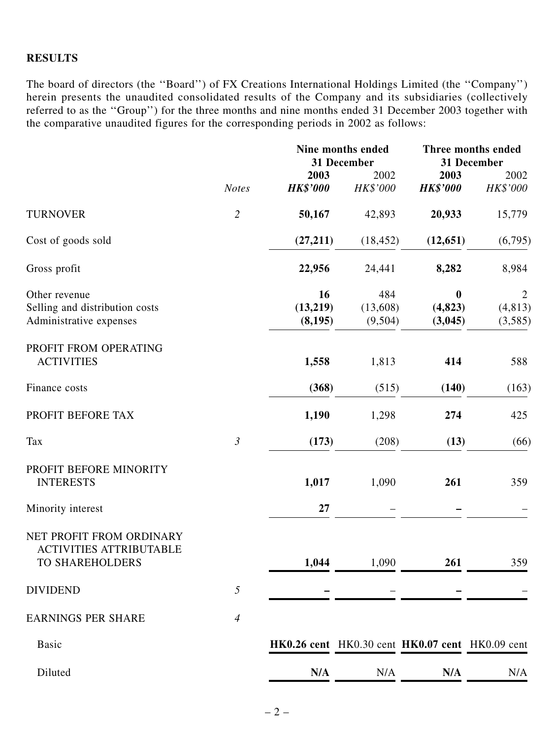**RESULTS**

The board of directors (the ''Board'') of FX Creations International Holdings Limited (the ''Company'') herein presents the unaudited consolidated results of the Company and its subsidiaries (collectively referred to as the ''Group'') for the three months and nine months ended 31 December 2003 together with the comparative unaudited figures for the corresponding periods in 2002 as follows:

| | | Nine months ended 31 December | | Three months ended 31 December | |
|---|---|---|---|---|---|
| | | **2003** | 2002 | **2003** | 2002 |
| | *Notes* | ***HK$'000*** | *HK$'000* | ***HK$'000*** | *HK$'000* |
| TURNOVER | *2* | **50,167** | 42,893 | **20,933** | 15,779 |
| Cost of goods sold | | **(27,211)** | (18,452) | **(12,651)** | (6,795) |
| Gross profit | | **22,956** | 24,441 | **8,282** | 8,984 |
| Other revenue | | **16** | 484 | **0** | 2 |
| Selling and distribution costs | | **(13,219)** | (13,608) | **(4,823)** | (4,813) |
| Administrative expenses | | **(8,195)** | (9,504) | **(3,045)** | (3,585) |
| PROFIT FROM OPERATING ACTIVITIES | | **1,558** | 1,813 | **414** | 588 |
| Finance costs | | **(368)** | (515) | **(140)** | (163) |
| PROFIT BEFORE TAX | | **1,190** | 1,298 | **274** | 425 |
| Tax | *3* | **(173)** | (208) | **(13)** | (66) |
| PROFIT BEFORE MINORITY INTERESTS | | **1,017** | 1,090 | **261** | 359 |
| Minority interest | | **27** | – | **–** | – |
| NET PROFIT FROM ORDINARY ACTIVITIES ATTRIBUTABLE TO SHAREHOLDERS | | **1,044** | 1,090 | **261** | 359 |
| DIVIDEND | *5* | **–** | – | **–** | – |
| EARNINGS PER SHARE | *4* | | | | |
| Basic | | **HK0.26 cent** | HK0.30 cent | **HK0.07 cent** | HK0.09 cent |
| Diluted | | **N/A** | N/A | **N/A** | N/A |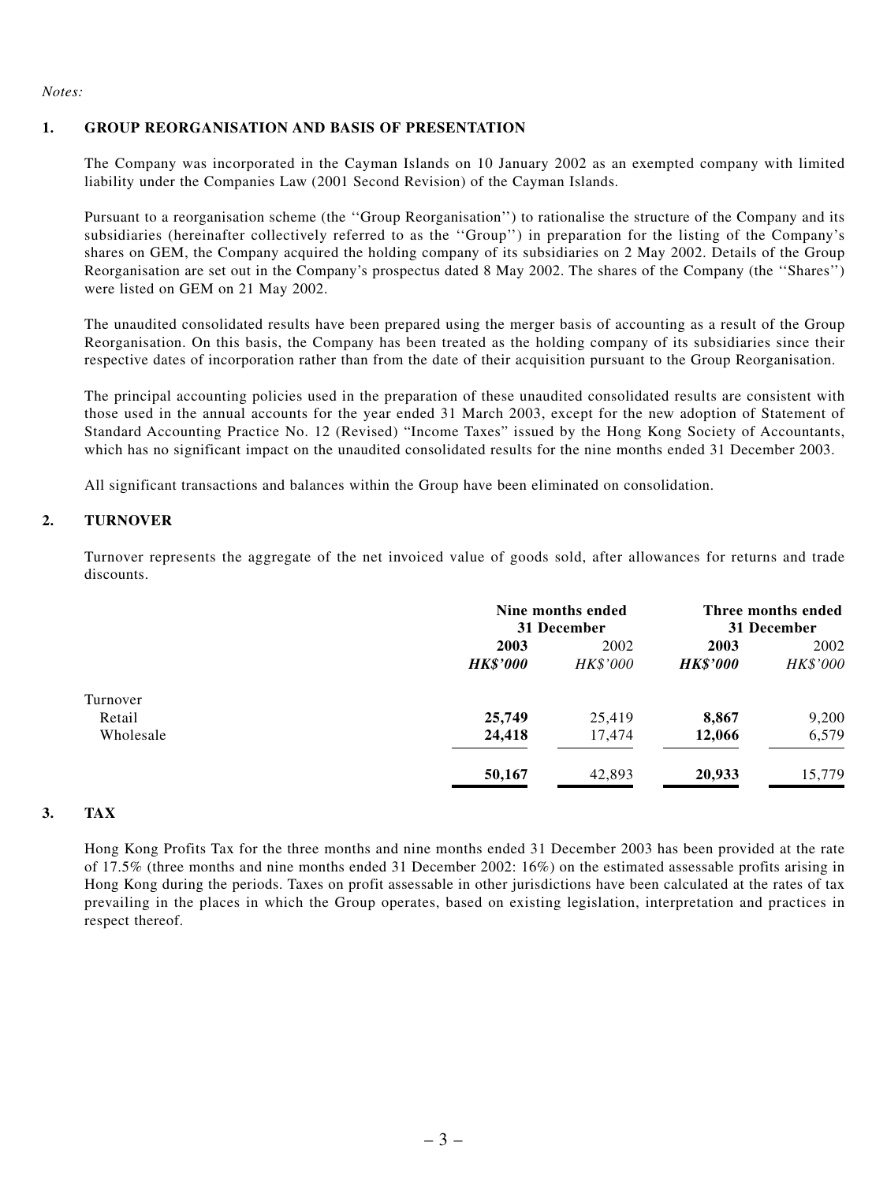*Notes:*

## 1. GROUP REORGANISATION AND BASIS OF PRESENTATION

The Company was incorporated in the Cayman Islands on 10 January 2002 as an exempted company with limited liability under the Companies Law (2001 Second Revision) of the Cayman Islands.

Pursuant to a reorganisation scheme (the ''Group Reorganisation'') to rationalise the structure of the Company and its subsidiaries (hereinafter collectively referred to as the ''Group'') in preparation for the listing of the Company's shares on GEM, the Company acquired the holding company of its subsidiaries on 2 May 2002. Details of the Group Reorganisation are set out in the Company's prospectus dated 8 May 2002. The shares of the Company (the ''Shares'') were listed on GEM on 21 May 2002.

The unaudited consolidated results have been prepared using the merger basis of accounting as a result of the Group Reorganisation. On this basis, the Company has been treated as the holding company of its subsidiaries since their respective dates of incorporation rather than from the date of their acquisition pursuant to the Group Reorganisation.

The principal accounting policies used in the preparation of these unaudited consolidated results are consistent with those used in the annual accounts for the year ended 31 March 2003, except for the new adoption of Statement of Standard Accounting Practice No. 12 (Revised) "Income Taxes" issued by the Hong Kong Society of Accountants, which has no significant impact on the unaudited consolidated results for the nine months ended 31 December 2003.

All significant transactions and balances within the Group have been eliminated on consolidation.

## 2. TURNOVER

Turnover represents the aggregate of the net invoiced value of goods sold, after allowances for returns and trade discounts.

| | Nine months ended 31 December | | Three months ended 31 December | |
|---|---|---|---|---|
| | **2003** | 2002 | **2003** | 2002 |
| | ***HK$'000*** | *HK$'000* | ***HK$'000*** | *HK$'000* |
| Turnover | | | | |
| Retail | **25,749** | 25,419 | **8,867** | 9,200 |
| Wholesale | **24,418** | 17,474 | **12,066** | 6,579 |
| | **50,167** | 42,893 | **20,933** | 15,779 |

## 3. TAX

Hong Kong Profits Tax for the three months and nine months ended 31 December 2003 has been provided at the rate of 17.5% (three months and nine months ended 31 December 2002: 16%) on the estimated assessable profits arising in Hong Kong during the periods. Taxes on profit assessable in other jurisdictions have been calculated at the rates of tax prevailing in the places in which the Group operates, based on existing legislation, interpretation and practices in respect thereof.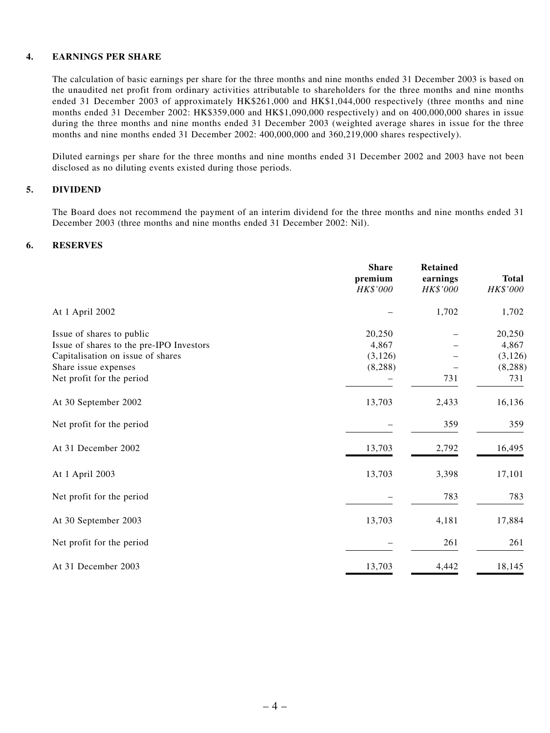### 4. EARNINGS PER SHARE

The calculation of basic earnings per share for the three months and nine months ended 31 December 2003 is based on the unaudited net profit from ordinary activities attributable to shareholders for the three months and nine months ended 31 December 2003 of approximately HK$261,000 and HK$1,044,000 respectively (three months and nine months ended 31 December 2002: HK$359,000 and HK$1,090,000 respectively) and on 400,000,000 shares in issue during the three months and nine months ended 31 December 2003 (weighted average shares in issue for the three months and nine months ended 31 December 2002: 400,000,000 and 360,219,000 shares respectively).

Diluted earnings per share for the three months and nine months ended 31 December 2002 and 2003 have not been disclosed as no diluting events existed during those periods.

### 5. DIVIDEND

The Board does not recommend the payment of an interim dividend for the three months and nine months ended 31 December 2003 (three months and nine months ended 31 December 2002: Nil).

### 6. RESERVES

| | **Share premium** *HK$'000* | **Retained earnings** *HK$'000* | **Total** *HK$'000* |
|---|---|---|---|
| At 1 April 2002 | – | 1,702 | 1,702 |
| Issue of shares to public | 20,250 | – | 20,250 |
| Issue of shares to the pre-IPO Investors | 4,867 | – | 4,867 |
| Capitalisation on issue of shares | (3,126) | – | (3,126) |
| Share issue expenses | (8,288) | – | (8,288) |
| Net profit for the period | – | 731 | 731 |
| At 30 September 2002 | 13,703 | 2,433 | 16,136 |
| Net profit for the period | – | 359 | 359 |
| At 31 December 2002 | 13,703 | 2,792 | 16,495 |
| At 1 April 2003 | 13,703 | 3,398 | 17,101 |
| Net profit for the period | – | 783 | 783 |
| At 30 September 2003 | 13,703 | 4,181 | 17,884 |
| Net profit for the period | – | 261 | 261 |
| At 31 December 2003 | 13,703 | 4,442 | 18,145 |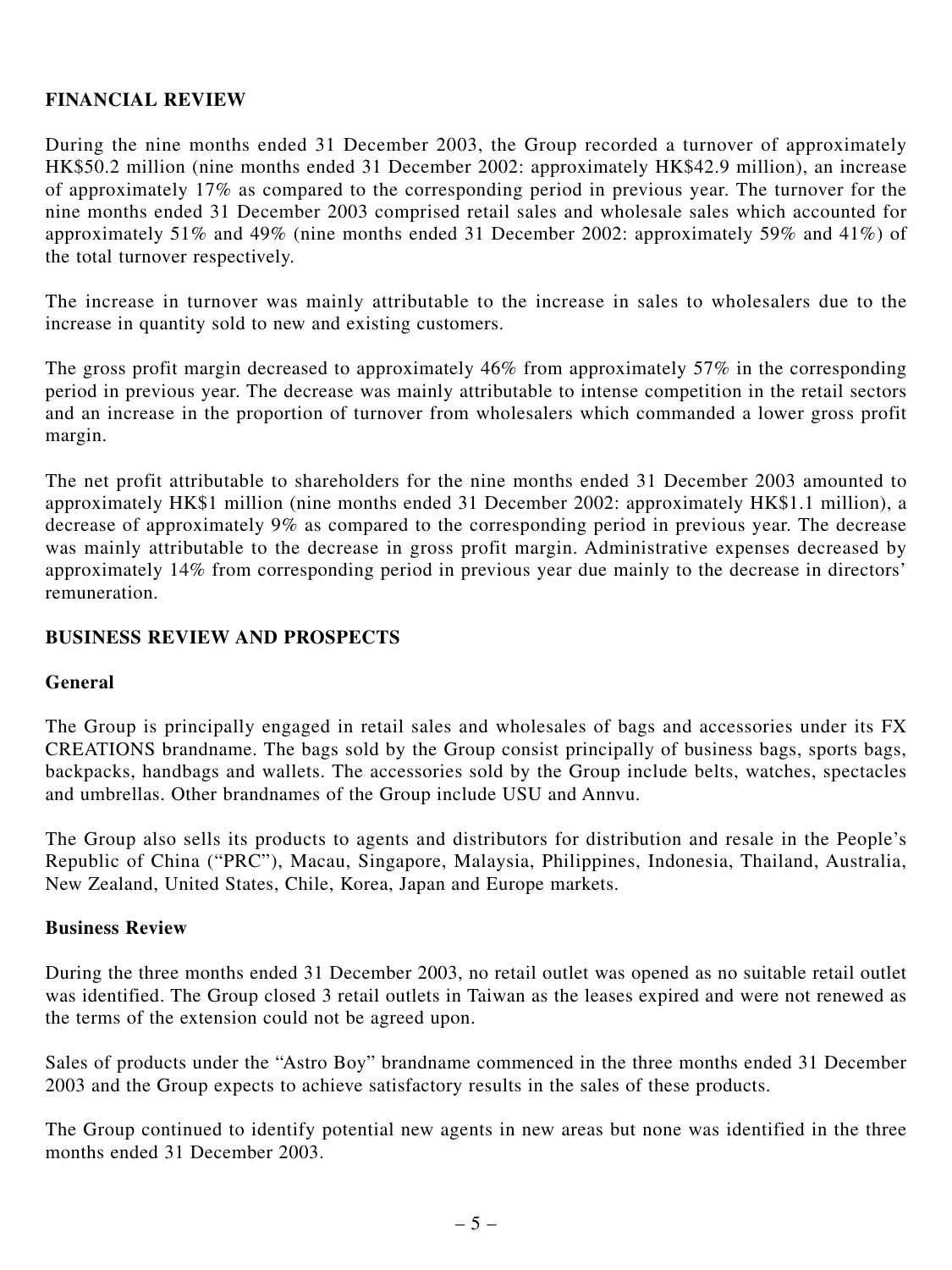## FINANCIAL REVIEW

During the nine months ended 31 December 2003, the Group recorded a turnover of approximately HK$50.2 million (nine months ended 31 December 2002: approximately HK$42.9 million), an increase of approximately 17% as compared to the corresponding period in previous year. The turnover for the nine months ended 31 December 2003 comprised retail sales and wholesale sales which accounted for approximately 51% and 49% (nine months ended 31 December 2002: approximately 59% and 41%) of the total turnover respectively.

The increase in turnover was mainly attributable to the increase in sales to wholesalers due to the increase in quantity sold to new and existing customers.

The gross profit margin decreased to approximately 46% from approximately 57% in the corresponding period in previous year. The decrease was mainly attributable to intense competition in the retail sectors and an increase in the proportion of turnover from wholesalers which commanded a lower gross profit margin.

The net profit attributable to shareholders for the nine months ended 31 December 2003 amounted to approximately HK$1 million (nine months ended 31 December 2002: approximately HK$1.1 million), a decrease of approximately 9% as compared to the corresponding period in previous year. The decrease was mainly attributable to the decrease in gross profit margin. Administrative expenses decreased by approximately 14% from corresponding period in previous year due mainly to the decrease in directors' remuneration.

## BUSINESS REVIEW AND PROSPECTS

### General

The Group is principally engaged in retail sales and wholesales of bags and accessories under its FX CREATIONS brandname. The bags sold by the Group consist principally of business bags, sports bags, backpacks, handbags and wallets. The accessories sold by the Group include belts, watches, spectacles and umbrellas. Other brandnames of the Group include USU and Annvu.

The Group also sells its products to agents and distributors for distribution and resale in the People's Republic of China ("PRC"), Macau, Singapore, Malaysia, Philippines, Indonesia, Thailand, Australia, New Zealand, United States, Chile, Korea, Japan and Europe markets.

### Business Review

During the three months ended 31 December 2003, no retail outlet was opened as no suitable retail outlet was identified. The Group closed 3 retail outlets in Taiwan as the leases expired and were not renewed as the terms of the extension could not be agreed upon.

Sales of products under the "Astro Boy" brandname commenced in the three months ended 31 December 2003 and the Group expects to achieve satisfactory results in the sales of these products.

The Group continued to identify potential new agents in new areas but none was identified in the three months ended 31 December 2003.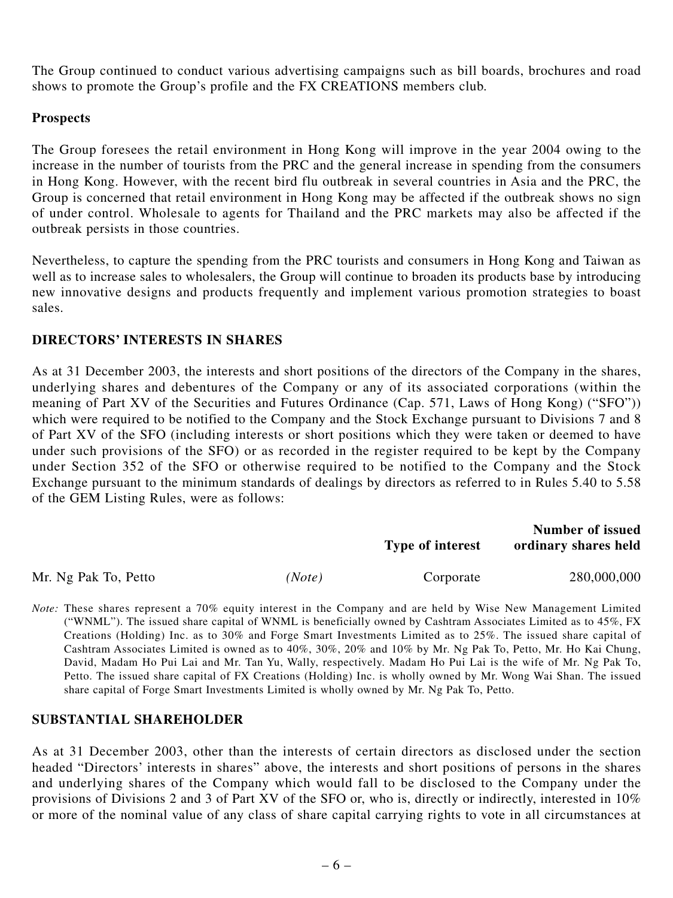The Group continued to conduct various advertising campaigns such as bill boards, brochures and road shows to promote the Group's profile and the FX CREATIONS members club.

**Prospects**

The Group foresees the retail environment in Hong Kong will improve in the year 2004 owing to the increase in the number of tourists from the PRC and the general increase in spending from the consumers in Hong Kong. However, with the recent bird flu outbreak in several countries in Asia and the PRC, the Group is concerned that retail environment in Hong Kong may be affected if the outbreak shows no sign of under control. Wholesale to agents for Thailand and the PRC markets may also be affected if the outbreak persists in those countries.

Nevertheless, to capture the spending from the PRC tourists and consumers in Hong Kong and Taiwan as well as to increase sales to wholesalers, the Group will continue to broaden its products base by introducing new innovative designs and products frequently and implement various promotion strategies to boast sales.

## DIRECTORS' INTERESTS IN SHARES

As at 31 December 2003, the interests and short positions of the directors of the Company in the shares, underlying shares and debentures of the Company or any of its associated corporations (within the meaning of Part XV of the Securities and Futures Ordinance (Cap. 571, Laws of Hong Kong) ("SFO")) which were required to be notified to the Company and the Stock Exchange pursuant to Divisions 7 and 8 of Part XV of the SFO (including interests or short positions which they were taken or deemed to have under such provisions of the SFO) or as recorded in the register required to be kept by the Company under Section 352 of the SFO or otherwise required to be notified to the Company and the Stock Exchange pursuant to the minimum standards of dealings by directors as referred to in Rules 5.40 to 5.58 of the GEM Listing Rules, were as follows:

| | | Type of interest | Number of issued ordinary shares held |
|---|---|---|---|
| Mr. Ng Pak To, Petto | *(Note)* | Corporate | 280,000,000 |

*Note:* These shares represent a 70% equity interest in the Company and are held by Wise New Management Limited ("WNML"). The issued share capital of WNML is beneficially owned by Cashtram Associates Limited as to 45%, FX Creations (Holding) Inc. as to 30% and Forge Smart Investments Limited as to 25%. The issued share capital of Cashtram Associates Limited is owned as to 40%, 30%, 20% and 10% by Mr. Ng Pak To, Petto, Mr. Ho Kai Chung, David, Madam Ho Pui Lai and Mr. Tan Yu, Wally, respectively. Madam Ho Pui Lai is the wife of Mr. Ng Pak To, Petto. The issued share capital of FX Creations (Holding) Inc. is wholly owned by Mr. Wong Wai Shan. The issued share capital of Forge Smart Investments Limited is wholly owned by Mr. Ng Pak To, Petto.

## SUBSTANTIAL SHAREHOLDER

As at 31 December 2003, other than the interests of certain directors as disclosed under the section headed "Directors' interests in shares" above, the interests and short positions of persons in the shares and underlying shares of the Company which would fall to be disclosed to the Company under the provisions of Divisions 2 and 3 of Part XV of the SFO or, who is, directly or indirectly, interested in 10% or more of the nominal value of any class of share capital carrying rights to vote in all circumstances at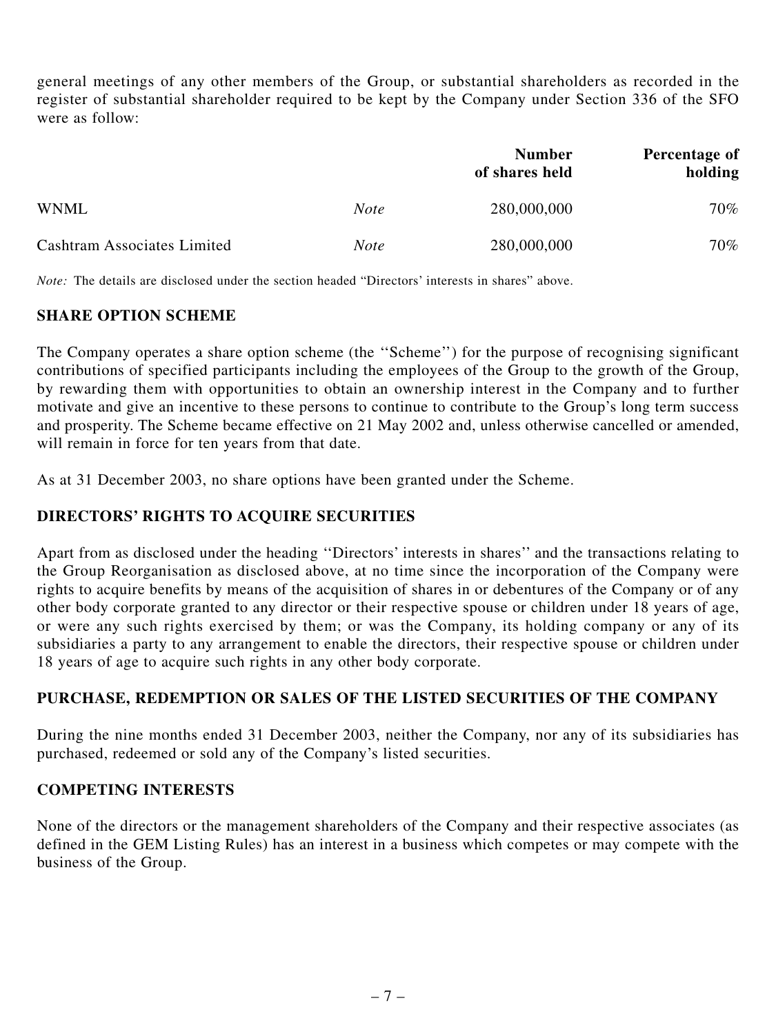general meetings of any other members of the Group, or substantial shareholders as recorded in the register of substantial shareholder required to be kept by the Company under Section 336 of the SFO were as follow:

| | | Number of shares held | Percentage of holding |
|---|---|---|---|
| WNML | *Note* | 280,000,000 | 70% |
| Cashtram Associates Limited | *Note* | 280,000,000 | 70% |

*Note:* The details are disclosed under the section headed "Directors' interests in shares" above.

## SHARE OPTION SCHEME

The Company operates a share option scheme (the ''Scheme'') for the purpose of recognising significant contributions of specified participants including the employees of the Group to the growth of the Group, by rewarding them with opportunities to obtain an ownership interest in the Company and to further motivate and give an incentive to these persons to continue to contribute to the Group's long term success and prosperity. The Scheme became effective on 21 May 2002 and, unless otherwise cancelled or amended, will remain in force for ten years from that date.

As at 31 December 2003, no share options have been granted under the Scheme.

## DIRECTORS' RIGHTS TO ACQUIRE SECURITIES

Apart from as disclosed under the heading ''Directors' interests in shares'' and the transactions relating to the Group Reorganisation as disclosed above, at no time since the incorporation of the Company were rights to acquire benefits by means of the acquisition of shares in or debentures of the Company or of any other body corporate granted to any director or their respective spouse or children under 18 years of age, or were any such rights exercised by them; or was the Company, its holding company or any of its subsidiaries a party to any arrangement to enable the directors, their respective spouse or children under 18 years of age to acquire such rights in any other body corporate.

## PURCHASE, REDEMPTION OR SALES OF THE LISTED SECURITIES OF THE COMPANY

During the nine months ended 31 December 2003, neither the Company, nor any of its subsidiaries has purchased, redeemed or sold any of the Company's listed securities.

## COMPETING INTERESTS

None of the directors or the management shareholders of the Company and their respective associates (as defined in the GEM Listing Rules) has an interest in a business which competes or may compete with the business of the Group.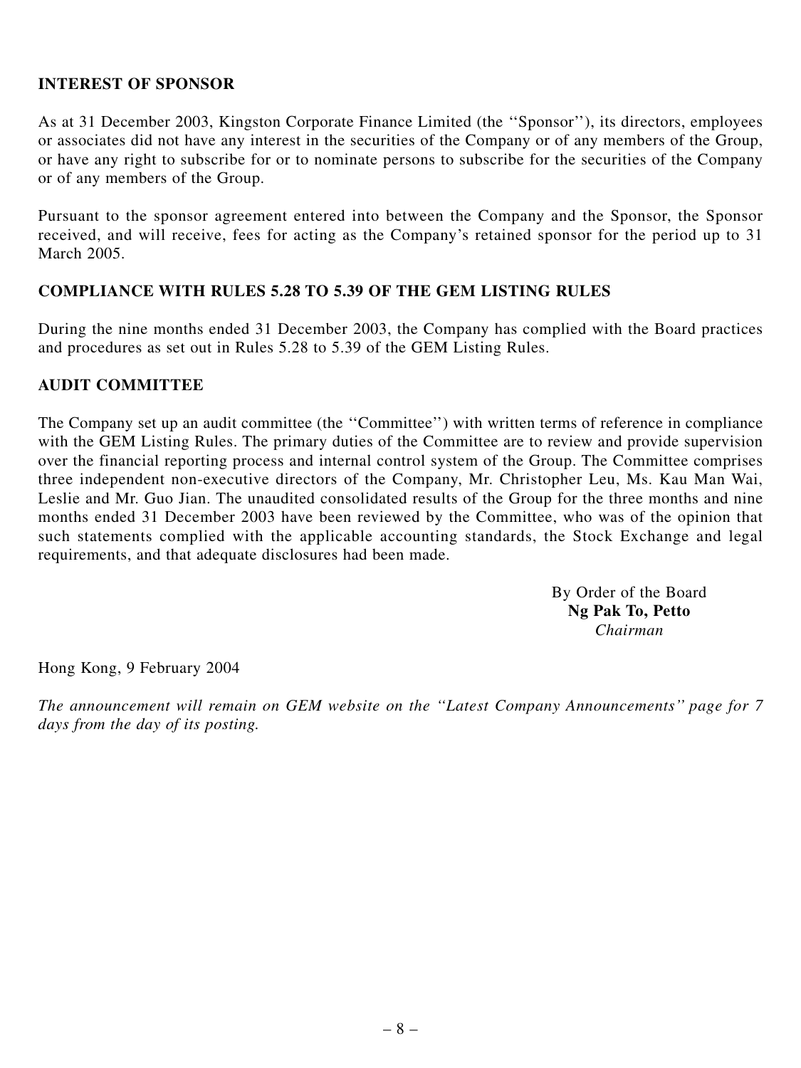## INTEREST OF SPONSOR

As at 31 December 2003, Kingston Corporate Finance Limited (the ''Sponsor''), its directors, employees or associates did not have any interest in the securities of the Company or of any members of the Group, or have any right to subscribe for or to nominate persons to subscribe for the securities of the Company or of any members of the Group.

Pursuant to the sponsor agreement entered into between the Company and the Sponsor, the Sponsor received, and will receive, fees for acting as the Company's retained sponsor for the period up to 31 March 2005.

## COMPLIANCE WITH RULES 5.28 TO 5.39 OF THE GEM LISTING RULES

During the nine months ended 31 December 2003, the Company has complied with the Board practices and procedures as set out in Rules 5.28 to 5.39 of the GEM Listing Rules.

## AUDIT COMMITTEE

The Company set up an audit committee (the ''Committee'') with written terms of reference in compliance with the GEM Listing Rules. The primary duties of the Committee are to review and provide supervision over the financial reporting process and internal control system of the Group. The Committee comprises three independent non-executive directors of the Company, Mr. Christopher Leu, Ms. Kau Man Wai, Leslie and Mr. Guo Jian. The unaudited consolidated results of the Group for the three months and nine months ended 31 December 2003 have been reviewed by the Committee, who was of the opinion that such statements complied with the applicable accounting standards, the Stock Exchange and legal requirements, and that adequate disclosures had been made.

By Order of the Board
**Ng Pak To, Petto**
*Chairman*

Hong Kong, 9 February 2004

*The announcement will remain on GEM website on the ''Latest Company Announcements'' page for 7 days from the day of its posting.*